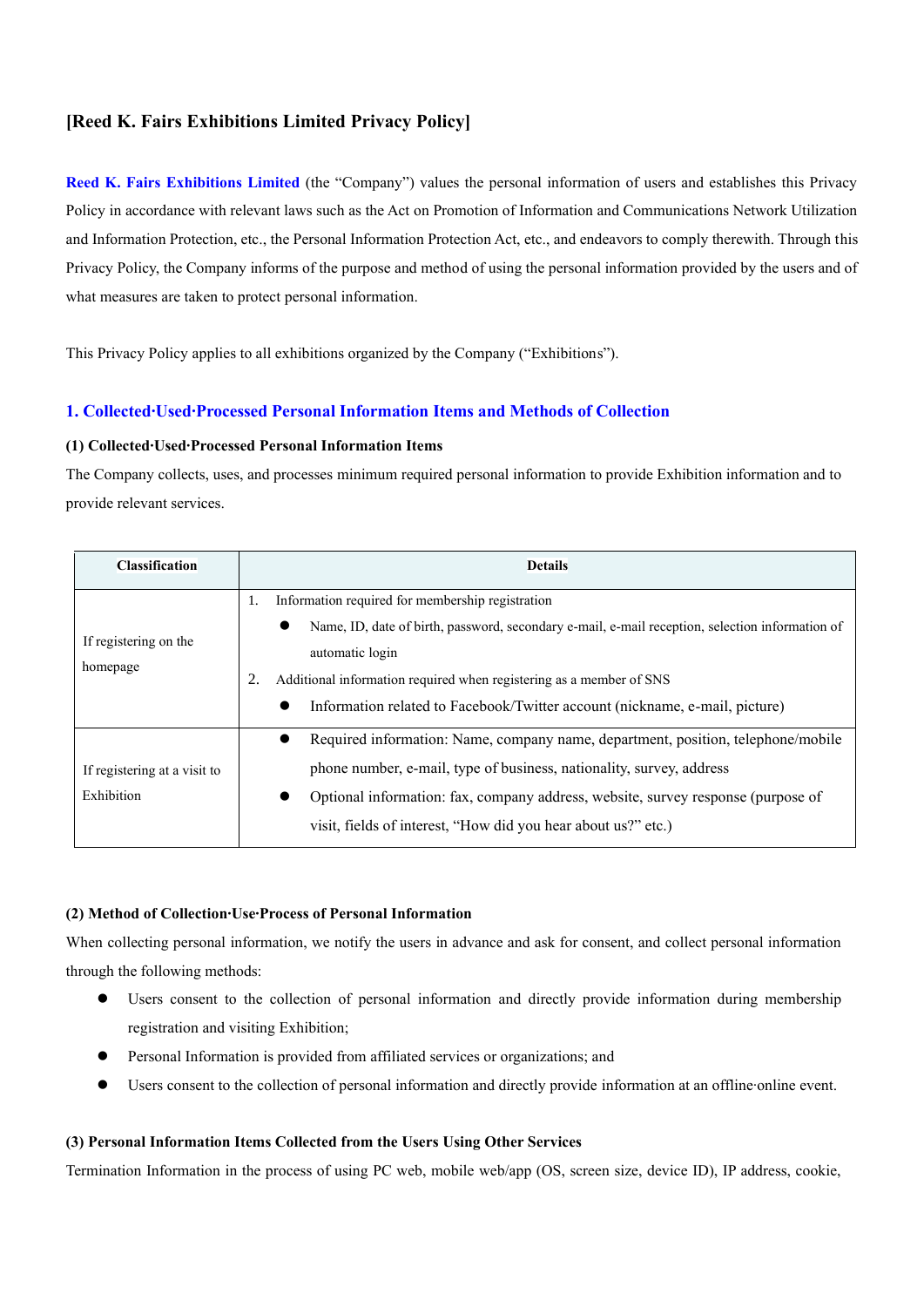# [Reed K. Fairs Exhibitions Limited Privacy Policy]

**Reed K. Fairs Exhibitions Limited** (the "Company") values the personal information of users and establishes this Privacy Policy in accordance with relevant laws such as the Act on Promotion of Information and Communications Network Utilization and Information Protection, etc., the Personal Information Protection Act, etc., and endeavors to comply therewith. Through this Privacy Policy, the Company informs of the purpose and method of using the personal information provided by the users and of what measures are taken to protect personal information.

This Privacy Policy applies to all exhibitions organized by the Company ("Exhibitions").

## 1. Collected·Used·Processed Personal Information Items and Methods of Collection

### (1) Collected·Used·Processed Personal Information Items

The Company collects, uses, and processes minimum required personal information to provide Exhibition information and to provide relevant services.

| Classification | Details |
| --- | --- |
| If registering on the homepage | 1. Information required for membership registration<br>● Name, ID, date of birth, password, secondary e-mail, e-mail reception, selection information of automatic login<br>2. Additional information required when registering as a member of SNS<br>● Information related to Facebook/Twitter account (nickname, e-mail, picture) |
| If registering at a visit to Exhibition | ● Required information: Name, company name, department, position, telephone/mobile phone number, e-mail, type of business, nationality, survey, address<br>● Optional information: fax, company address, website, survey response (purpose of visit, fields of interest, "How did you hear about us?" etc.) |

### (2) Method of Collection·Use·Process of Personal Information

When collecting personal information, we notify the users in advance and ask for consent, and collect personal information through the following methods:

- Users consent to the collection of personal information and directly provide information during membership registration and visiting Exhibition;
- Personal Information is provided from affiliated services or organizations; and
- Users consent to the collection of personal information and directly provide information at an offline·online event.

### (3) Personal Information Items Collected from the Users Using Other Services

Termination Information in the process of using PC web, mobile web/app (OS, screen size, device ID), IP address, cookie,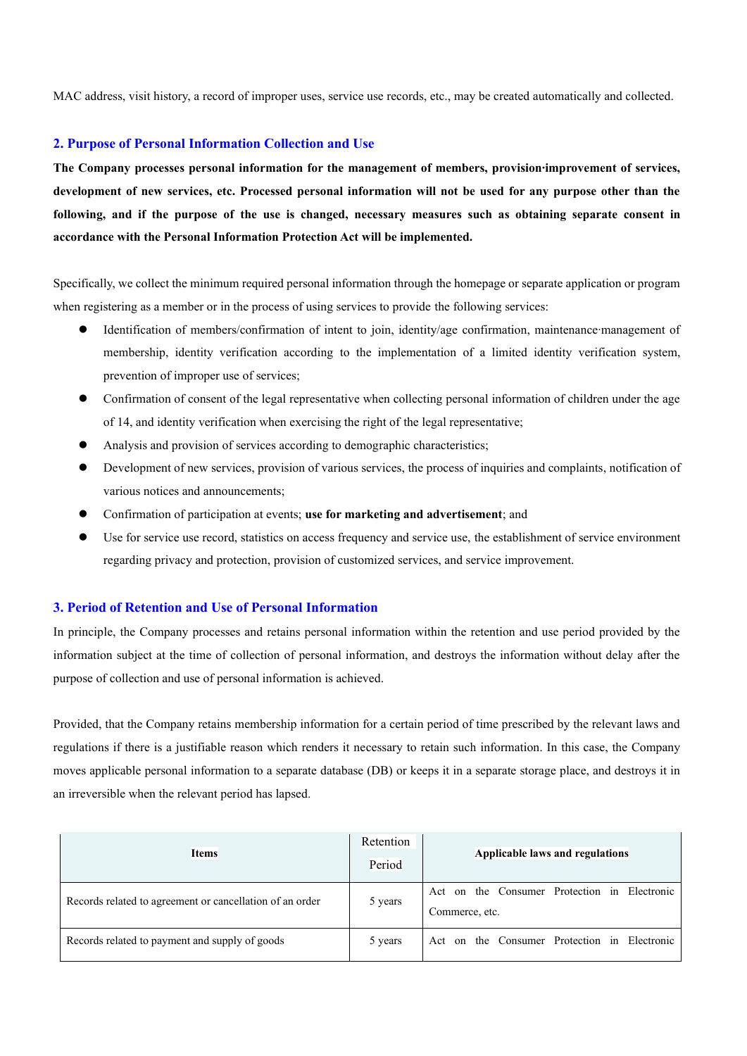MAC address, visit history, a record of improper uses, service use records, etc., may be created automatically and collected.

## 2. Purpose of Personal Information Collection and Use

**The Company processes personal information for the management of members, provision·improvement of services, development of new services, etc. Processed personal information will not be used for any purpose other than the following, and if the purpose of the use is changed, necessary measures such as obtaining separate consent in accordance with the Personal Information Protection Act will be implemented.**

Specifically, we collect the minimum required personal information through the homepage or separate application or program when registering as a member or in the process of using services to provide the following services:

- Identification of members/confirmation of intent to join, identity/age confirmation, maintenance·management of membership, identity verification according to the implementation of a limited identity verification system, prevention of improper use of services;
- Confirmation of consent of the legal representative when collecting personal information of children under the age of 14, and identity verification when exercising the right of the legal representative;
- Analysis and provision of services according to demographic characteristics;
- Development of new services, provision of various services, the process of inquiries and complaints, notification of various notices and announcements;
- Confirmation of participation at events; **use for marketing and advertisement**; and
- Use for service use record, statistics on access frequency and service use, the establishment of service environment regarding privacy and protection, provision of customized services, and service improvement.

## 3. Period of Retention and Use of Personal Information

In principle, the Company processes and retains personal information within the retention and use period provided by the information subject at the time of collection of personal information, and destroys the information without delay after the purpose of collection and use of personal information is achieved.

Provided, that the Company retains membership information for a certain period of time prescribed by the relevant laws and regulations if there is a justifiable reason which renders it necessary to retain such information. In this case, the Company moves applicable personal information to a separate database (DB) or keeps it in a separate storage place, and destroys it in an irreversible when the relevant period has lapsed.

| **Items** | Retention Period | **Applicable laws and regulations** |
|---|---|---|
| Records related to agreement or cancellation of an order | 5 years | Act on the Consumer Protection in Electronic Commerce, etc. |
| Records related to payment and supply of goods | 5 years | Act on the Consumer Protection in Electronic |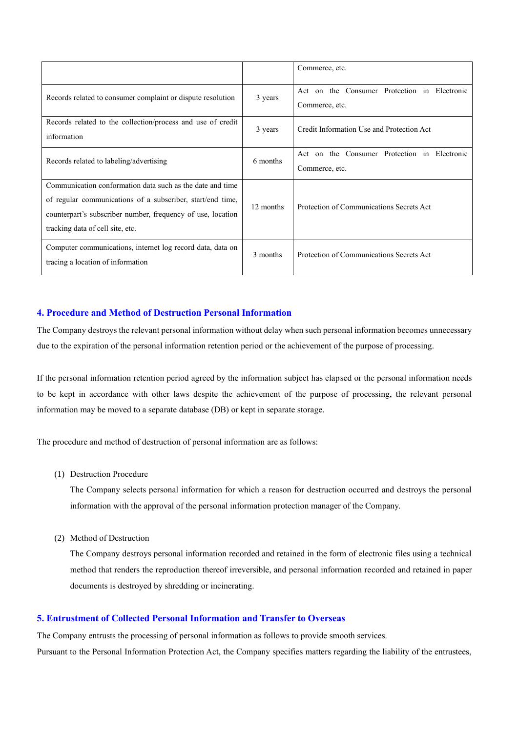| | | |
|---|---|---|
| | | Commerce, etc. |
| Records related to consumer complaint or dispute resolution | 3 years | Act on the Consumer Protection in Electronic Commerce, etc. |
| Records related to the collection/process and use of credit information | 3 years | Credit Information Use and Protection Act |
| Records related to labeling/advertising | 6 months | Act on the Consumer Protection in Electronic Commerce, etc. |
| Communication conformation data such as the date and time of regular communications of a subscriber, start/end time, counterpart's subscriber number, frequency of use, location tracking data of cell site, etc. | 12 months | Protection of Communications Secrets Act |
| Computer communications, internet log record data, data on tracing a location of information | 3 months | Protection of Communications Secrets Act |

## 4. Procedure and Method of Destruction Personal Information

The Company destroys the relevant personal information without delay when such personal information becomes unnecessary due to the expiration of the personal information retention period or the achievement of the purpose of processing.

If the personal information retention period agreed by the information subject has elapsed or the personal information needs to be kept in accordance with other laws despite the achievement of the purpose of processing, the relevant personal information may be moved to a separate database (DB) or kept in separate storage.

The procedure and method of destruction of personal information are as follows:

(1) Destruction Procedure

The Company selects personal information for which a reason for destruction occurred and destroys the personal information with the approval of the personal information protection manager of the Company.

(2) Method of Destruction

The Company destroys personal information recorded and retained in the form of electronic files using a technical method that renders the reproduction thereof irreversible, and personal information recorded and retained in paper documents is destroyed by shredding or incinerating.

## 5. Entrustment of Collected Personal Information and Transfer to Overseas

The Company entrusts the processing of personal information as follows to provide smooth services.

Pursuant to the Personal Information Protection Act, the Company specifies matters regarding the liability of the entrustees,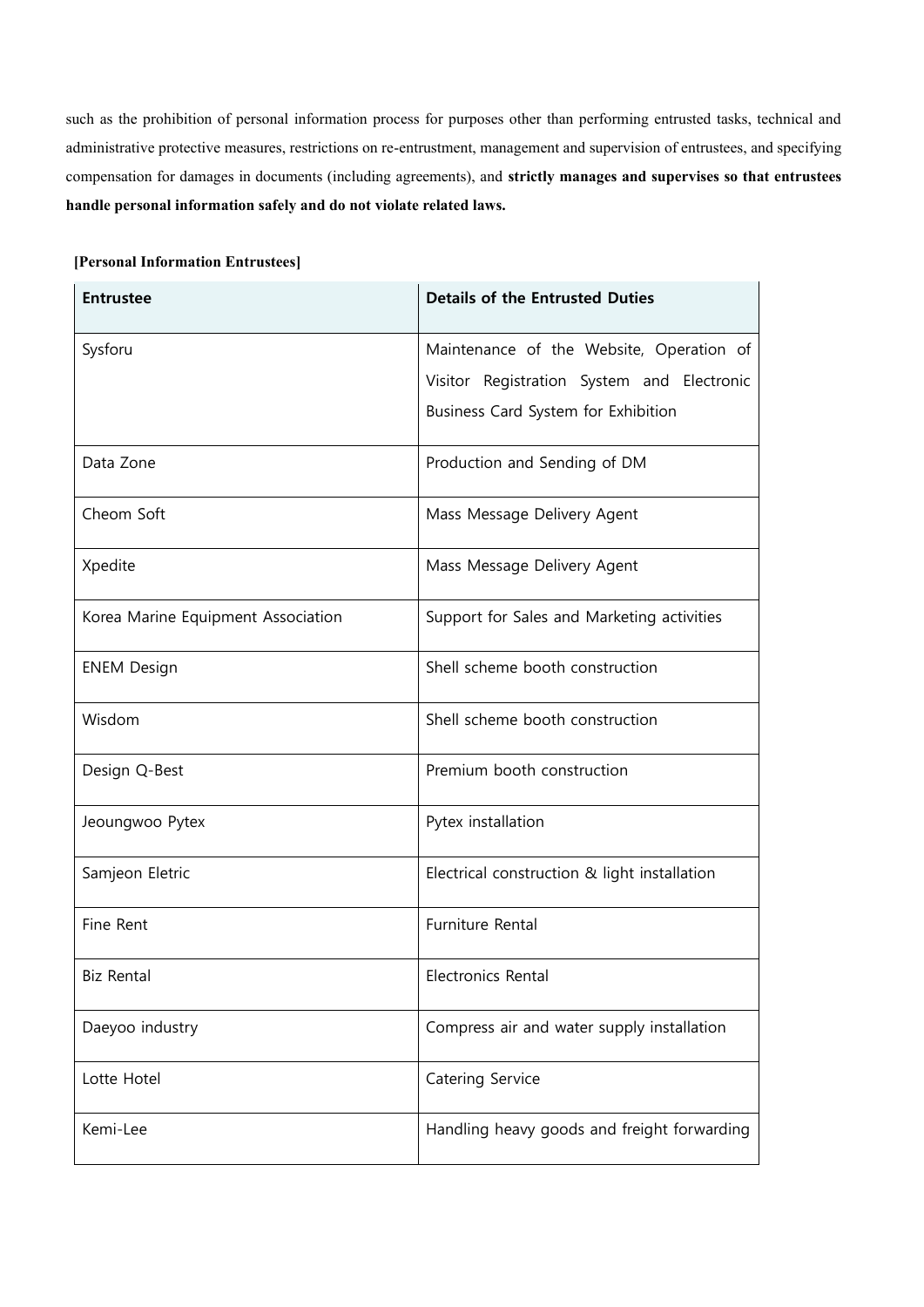such as the prohibition of personal information process for purposes other than performing entrusted tasks, technical and administrative protective measures, restrictions on re-entrustment, management and supervision of entrustees, and specifying compensation for damages in documents (including agreements), and **strictly manages and supervises so that entrustees handle personal information safely and do not violate related laws.**

**[Personal Information Entrustees]**

| Entrustee | Details of the Entrusted Duties |
|---|---|
| Sysforu | Maintenance of the Website, Operation of Visitor Registration System and Electronic Business Card System for Exhibition |
| Data Zone | Production and Sending of DM |
| Cheom Soft | Mass Message Delivery Agent |
| Xpedite | Mass Message Delivery Agent |
| Korea Marine Equipment Association | Support for Sales and Marketing activities |
| ENEM Design | Shell scheme booth construction |
| Wisdom | Shell scheme booth construction |
| Design Q-Best | Premium booth construction |
| Jeoungwoo Pytex | Pytex installation |
| Samjeon Eletric | Electrical construction & light installation |
| Fine Rent | Furniture Rental |
| Biz Rental | Electronics Rental |
| Daeyoo industry | Compress air and water supply installation |
| Lotte Hotel | Catering Service |
| Kemi-Lee | Handling heavy goods and freight forwarding |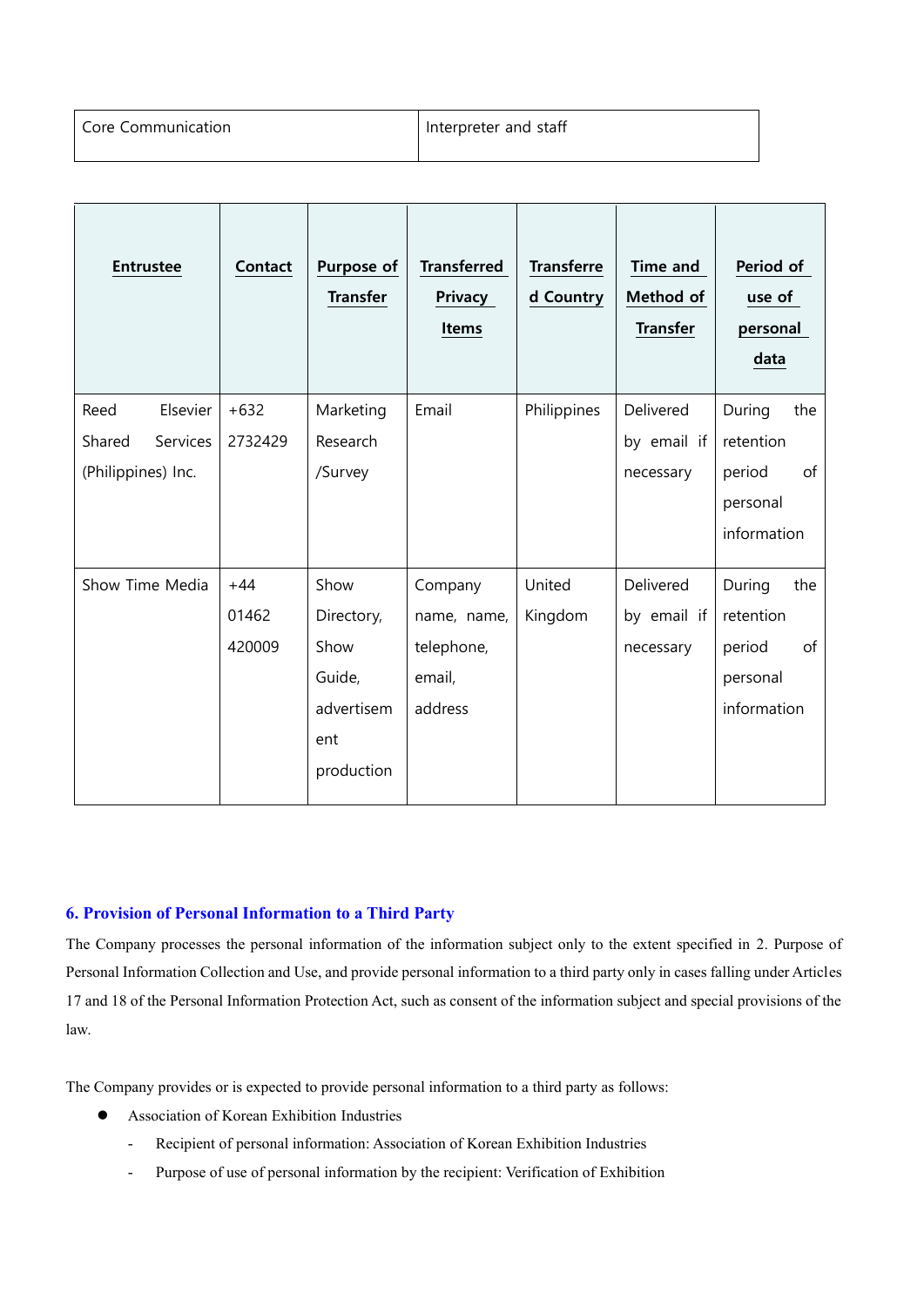| Core Communication | Interpreter and staff |
|---|---|

| Entrustee | Contact | Purpose of Transfer | Transferred Privacy Items | Transferred Country | Time and Method of Transfer | Period of use of personal data |
|---|---|---|---|---|---|---|
| Reed Elsevier Shared Services (Philippines) Inc. | +632 2732429 | Marketing Research /Survey | Email | Philippines | Delivered by email if necessary | During the retention period of personal information |
| Show Time Media | +44 01462 420009 | Show Directory, Show Guide, advertisement production | Company name, name, telephone, email, address | United Kingdom | Delivered by email if necessary | During the retention period of personal information |

## 6. Provision of Personal Information to a Third Party

The Company processes the personal information of the information subject only to the extent specified in 2. Purpose of Personal Information Collection and Use, and provide personal information to a third party only in cases falling under Articles 17 and 18 of the Personal Information Protection Act, such as consent of the information subject and special provisions of the law.

The Company provides or is expected to provide personal information to a third party as follows:

- Association of Korean Exhibition Industries
  - Recipient of personal information: Association of Korean Exhibition Industries
  - Purpose of use of personal information by the recipient: Verification of Exhibition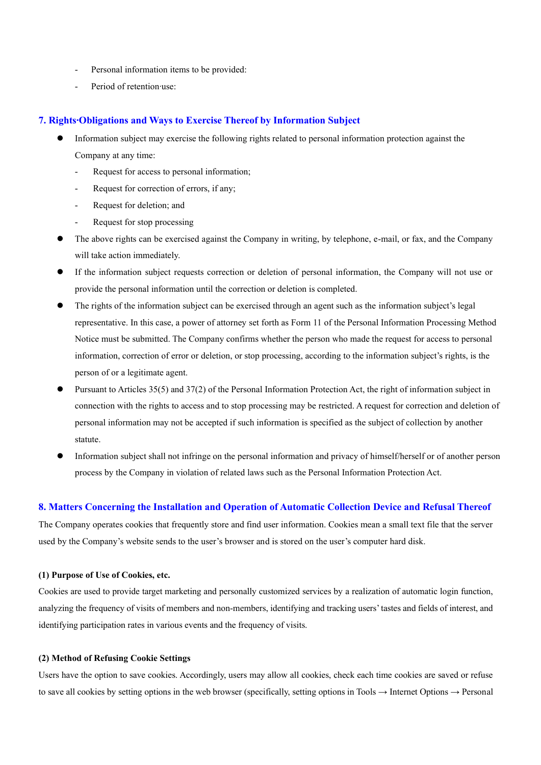- Personal information items to be provided:
- Period of retention·use:

## 7. Rights·Obligations and Ways to Exercise Thereof by Information Subject

- Information subject may exercise the following rights related to personal information protection against the Company at any time:
  - Request for access to personal information;
  - Request for correction of errors, if any;
  - Request for deletion; and
  - Request for stop processing
- The above rights can be exercised against the Company in writing, by telephone, e-mail, or fax, and the Company will take action immediately.
- If the information subject requests correction or deletion of personal information, the Company will not use or provide the personal information until the correction or deletion is completed.
- The rights of the information subject can be exercised through an agent such as the information subject's legal representative. In this case, a power of attorney set forth as Form 11 of the Personal Information Processing Method Notice must be submitted. The Company confirms whether the person who made the request for access to personal information, correction of error or deletion, or stop processing, according to the information subject's rights, is the person of or a legitimate agent.
- Pursuant to Articles 35(5) and 37(2) of the Personal Information Protection Act, the right of information subject in connection with the rights to access and to stop processing may be restricted. A request for correction and deletion of personal information may not be accepted if such information is specified as the subject of collection by another statute.
- Information subject shall not infringe on the personal information and privacy of himself/herself or of another person process by the Company in violation of related laws such as the Personal Information Protection Act.

## 8. Matters Concerning the Installation and Operation of Automatic Collection Device and Refusal Thereof

The Company operates cookies that frequently store and find user information. Cookies mean a small text file that the server used by the Company's website sends to the user's browser and is stored on the user's computer hard disk.

**(1) Purpose of Use of Cookies, etc.**

Cookies are used to provide target marketing and personally customized services by a realization of automatic login function, analyzing the frequency of visits of members and non-members, identifying and tracking users' tastes and fields of interest, and identifying participation rates in various events and the frequency of visits.

**(2) Method of Refusing Cookie Settings**

Users have the option to save cookies. Accordingly, users may allow all cookies, check each time cookies are saved or refuse to save all cookies by setting options in the web browser (specifically, setting options in Tools → Internet Options → Personal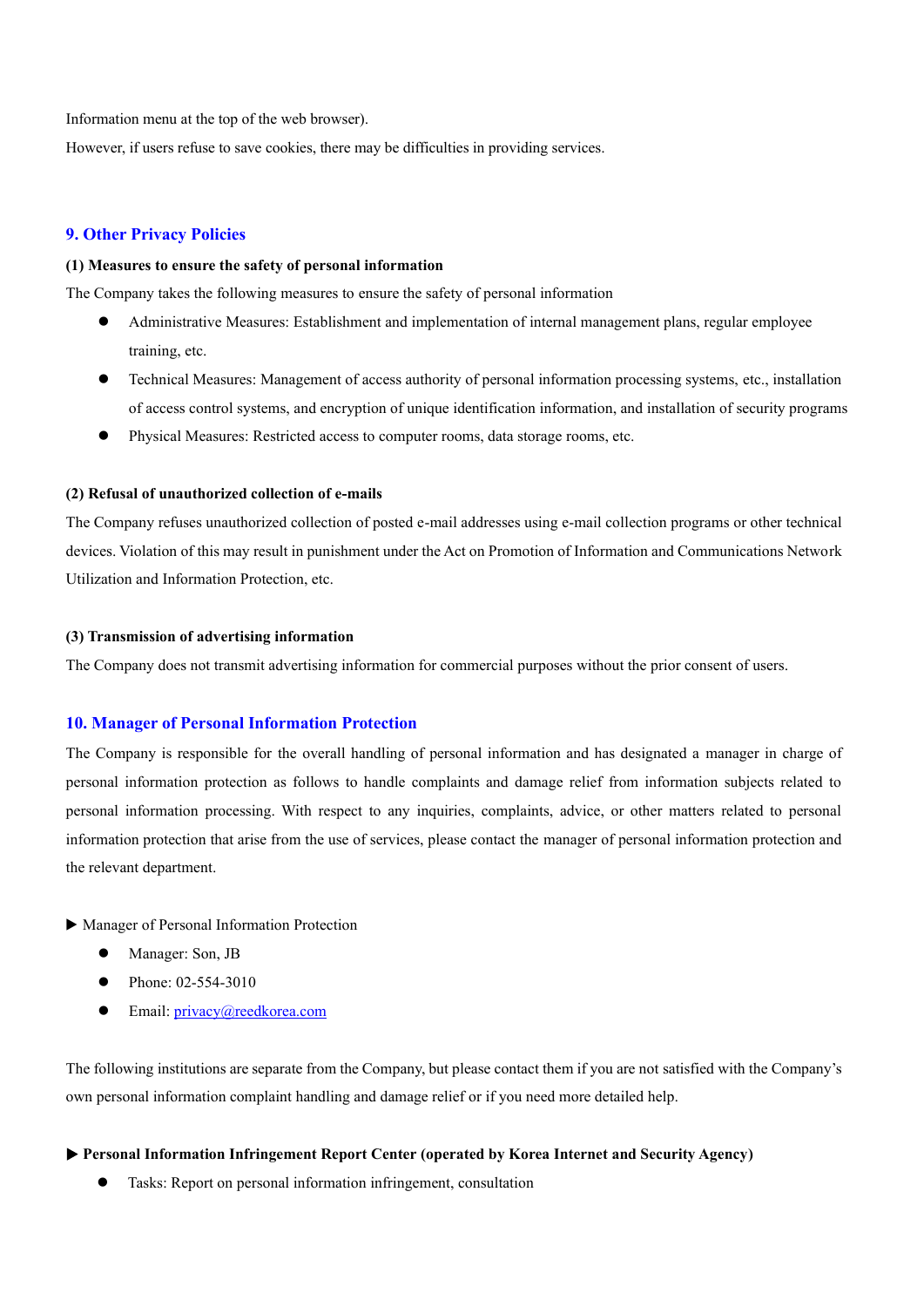Information menu at the top of the web browser).

However, if users refuse to save cookies, there may be difficulties in providing services.

## 9. Other Privacy Policies

**(1) Measures to ensure the safety of personal information**

The Company takes the following measures to ensure the safety of personal information

- Administrative Measures: Establishment and implementation of internal management plans, regular employee training, etc.
- Technical Measures: Management of access authority of personal information processing systems, etc., installation of access control systems, and encryption of unique identification information, and installation of security programs
- Physical Measures: Restricted access to computer rooms, data storage rooms, etc.

**(2) Refusal of unauthorized collection of e-mails**

The Company refuses unauthorized collection of posted e-mail addresses using e-mail collection programs or other technical devices. Violation of this may result in punishment under the Act on Promotion of Information and Communications Network Utilization and Information Protection, etc.

**(3) Transmission of advertising information**

The Company does not transmit advertising information for commercial purposes without the prior consent of users.

## 10. Manager of Personal Information Protection

The Company is responsible for the overall handling of personal information and has designated a manager in charge of personal information protection as follows to handle complaints and damage relief from information subjects related to personal information processing. With respect to any inquiries, complaints, advice, or other matters related to personal information protection that arise from the use of services, please contact the manager of personal information protection and the relevant department.

▶ Manager of Personal Information Protection

- Manager: Son, JB
- Phone: 02-554-3010
- Email: privacy@reedkorea.com

The following institutions are separate from the Company, but please contact them if you are not satisfied with the Company's own personal information complaint handling and damage relief or if you need more detailed help.

**▶ Personal Information Infringement Report Center (operated by Korea Internet and Security Agency)**

- Tasks: Report on personal information infringement, consultation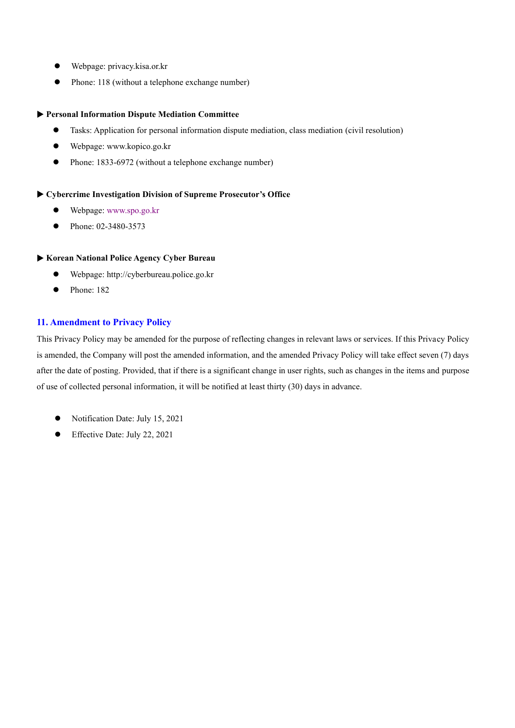- Webpage: privacy.kisa.or.kr
- Phone: 118 (without a telephone exchange number)

**▶ Personal Information Dispute Mediation Committee**

- Tasks: Application for personal information dispute mediation, class mediation (civil resolution)
- Webpage: www.kopico.go.kr
- Phone: 1833-6972 (without a telephone exchange number)

**▶ Cybercrime Investigation Division of Supreme Prosecutor's Office**

- Webpage: www.spo.go.kr
- Phone: 02-3480-3573

**▶ Korean National Police Agency Cyber Bureau**

- Webpage: http://cyberbureau.police.go.kr
- Phone: 182

## 11. Amendment to Privacy Policy

This Privacy Policy may be amended for the purpose of reflecting changes in relevant laws or services. If this Privacy Policy is amended, the Company will post the amended information, and the amended Privacy Policy will take effect seven (7) days after the date of posting. Provided, that if there is a significant change in user rights, such as changes in the items and purpose of use of collected personal information, it will be notified at least thirty (30) days in advance.

- Notification Date: July 15, 2021
- Effective Date: July 22, 2021